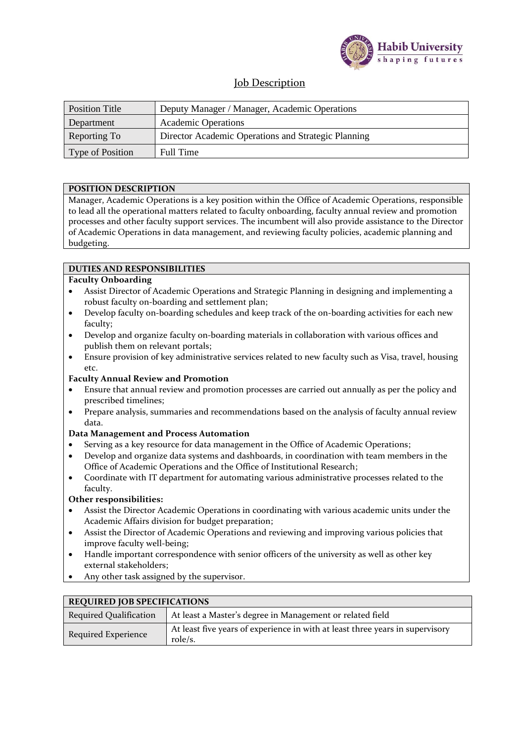Habib University
shaping futures

# Job Description

| Position Title | Deputy Manager / Manager, Academic Operations |
|---|---|
| Department | Academic Operations |
| Reporting To | Director Academic Operations and Strategic Planning |
| Type of Position | Full Time |

## POSITION DESCRIPTION

Manager, Academic Operations is a key position within the Office of Academic Operations, responsible to lead all the operational matters related to faculty onboarding, faculty annual review and promotion processes and other faculty support services. The incumbent will also provide assistance to the Director of Academic Operations in data management, and reviewing faculty policies, academic planning and budgeting.

## DUTIES AND RESPONSIBILITIES

**Faculty Onboarding**

- Assist Director of Academic Operations and Strategic Planning in designing and implementing a robust faculty on-boarding and settlement plan;
- Develop faculty on-boarding schedules and keep track of the on-boarding activities for each new faculty;
- Develop and organize faculty on-boarding materials in collaboration with various offices and publish them on relevant portals;
- Ensure provision of key administrative services related to new faculty such as Visa, travel, housing etc.

**Faculty Annual Review and Promotion**

- Ensure that annual review and promotion processes are carried out annually as per the policy and prescribed timelines;
- Prepare analysis, summaries and recommendations based on the analysis of faculty annual review data.

**Data Management and Process Automation**

- Serving as a key resource for data management in the Office of Academic Operations;
- Develop and organize data systems and dashboards, in coordination with team members in the Office of Academic Operations and the Office of Institutional Research;
- Coordinate with IT department for automating various administrative processes related to the faculty.

**Other responsibilities:**

- Assist the Director Academic Operations in coordinating with various academic units under the Academic Affairs division for budget preparation;
- Assist the Director of Academic Operations and reviewing and improving various policies that improve faculty well-being;
- Handle important correspondence with senior officers of the university as well as other key external stakeholders;
- Any other task assigned by the supervisor.

## REQUIRED JOB SPECIFICATIONS

| Required Qualification | At least a Master's degree in Management or related field |
|---|---|
| Required Experience | At least five years of experience in with at least three years in supervisory role/s. |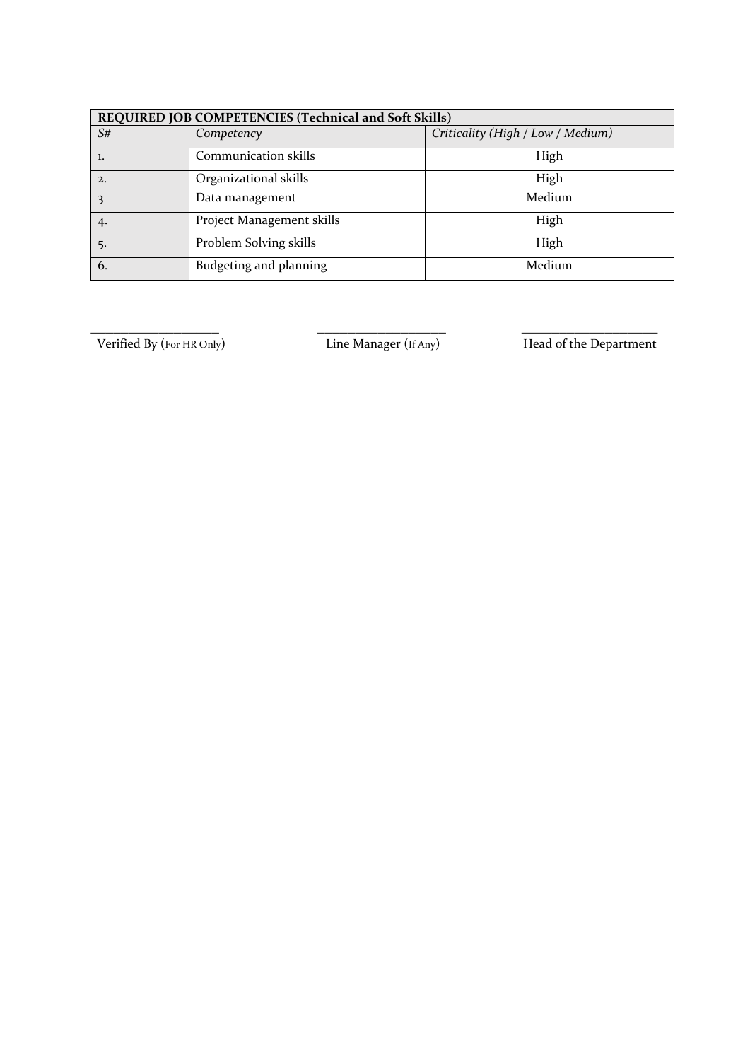| REQUIRED JOB COMPETENCIES (Technical and Soft Skills) | | |
|---|---|---|
| *S#* | *Competency* | *Criticality (High / Low / Medium)* |
| 1. | Communication skills | High |
| 2. | Organizational skills | High |
| 3 | Data management | Medium |
| 4. | Project Management skills | High |
| 5. | Problem Solving skills | High |
| 6. | Budgeting and planning | Medium |

___________________ Verified By (For HR Only)

___________________ Line Manager (If Any)

___________________ Head of the Department